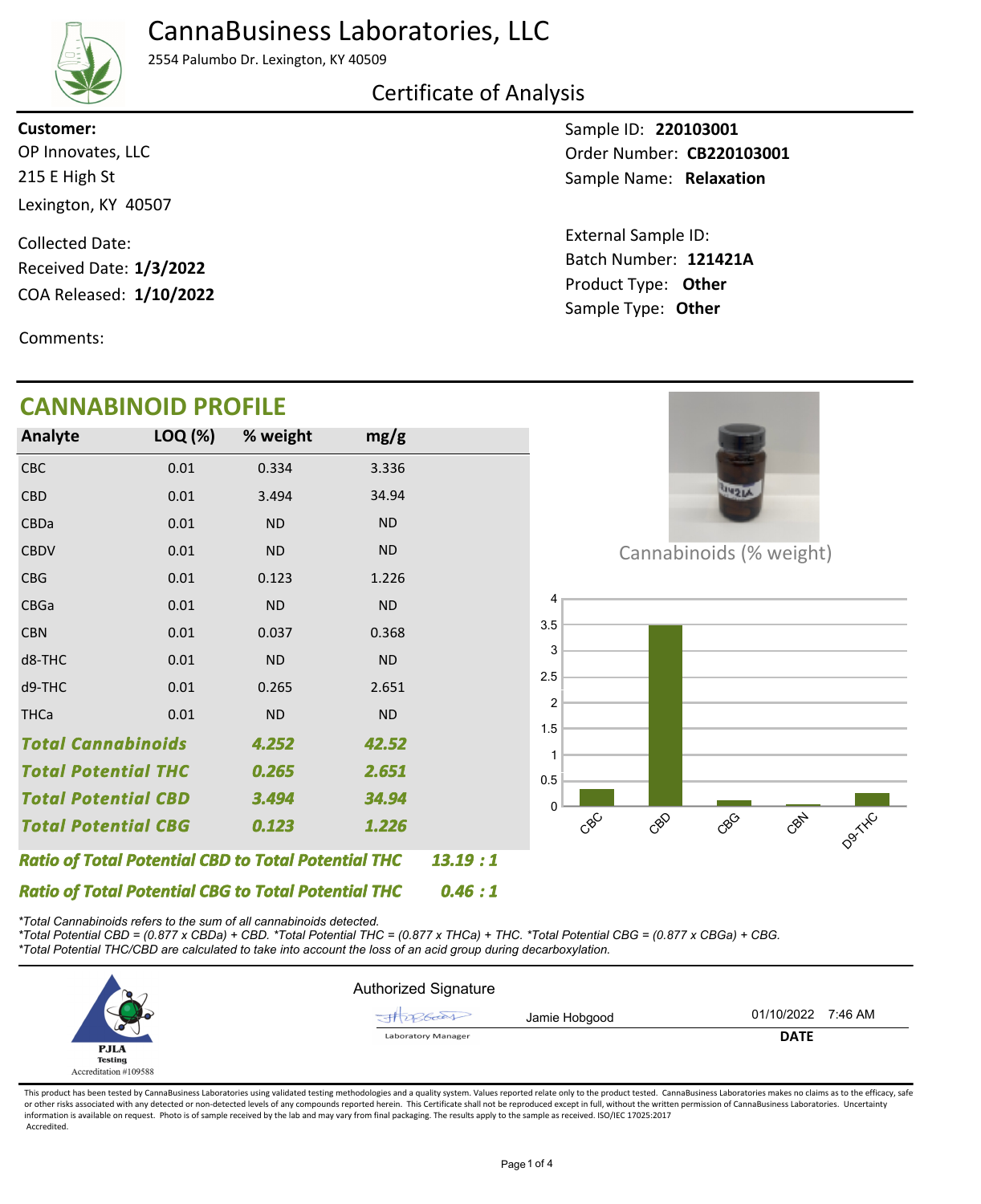# CannaBusiness Laboratories, LLC

2554 Palumbo Dr. Lexington, KY 40509

## Certificate of Analysis

**Customer:**
OP Innovates, LLC
215 E High St
Lexington, KY 40507

Collected Date:
Received Date: **1/3/2022**
COA Released: **1/10/2022**

Comments:

Sample ID: **220103001**
Order Number: **CB220103001**
Sample Name: **Relaxation**

External Sample ID:
Batch Number: **121421A**
Product Type: **Other**
Sample Type: **Other**

## CANNABINOID PROFILE

| Analyte | LOQ (%) | % weight | mg/g |
|---|---|---|---|
| CBC | 0.01 | 0.334 | 3.336 |
| CBD | 0.01 | 3.494 | 34.94 |
| CBDa | 0.01 | ND | ND |
| CBDV | 0.01 | ND | ND |
| CBG | 0.01 | 0.123 | 1.226 |
| CBGa | 0.01 | ND | ND |
| CBN | 0.01 | 0.037 | 0.368 |
| d8-THC | 0.01 | ND | ND |
| d9-THC | 0.01 | 0.265 | 2.651 |
| THCa | 0.01 | ND | ND |
| ***Total Cannabinoids*** | | ***4.252*** | ***42.52*** |
| ***Total Potential THC*** | | ***0.265*** | ***2.651*** |
| ***Total Potential CBD*** | | ***3.494*** | ***34.94*** |
| ***Total Potential CBG*** | | ***0.123*** | ***1.226*** |

***Ratio of Total Potential CBD to Total Potential THC*** ***13.19 : 1***

***Ratio of Total Potential CBG to Total Potential THC*** ***0.46 : 1***

Cannabinoids (% weight)

4
3.5
3
2.5
2
1.5
1
0.5
0

CBC CBD CBG CBN D9-THC

*\*Total Cannabinoids refers to the sum of all cannabinoids detected.*
*\*Total Potential CBD = (0.877 x CBDa) + CBD. \*Total Potential THC = (0.877 x THCa) + THC. \*Total Potential CBG = (0.877 x CBGa) + CBG.*
*\*Total Potential THC/CBD are calculated to take into account the loss of an acid group during decarboxylation.*

PJLA Testing
Accreditation #109588

Authorized Signature

Jamie Hobgood
Laboratory Manager

01/10/2022 7:46 AM
**DATE**

This product has been tested by CannaBusiness Laboratories using validated testing methodologies and a quality system. Values reported relate only to the product tested. CannaBusiness Laboratories makes no claims as to the efficacy, safety or other risks associated with any detected or non-detected levels of any compounds reported herein. This Certificate shall not be reproduced except in full, without the written permission of CannaBusiness Laboratories. Uncertainty information is available on request. Photo is of sample received by the lab and may vary from final packaging. The results apply to the sample as received. ISO/IEC 17025:2017 Accredited.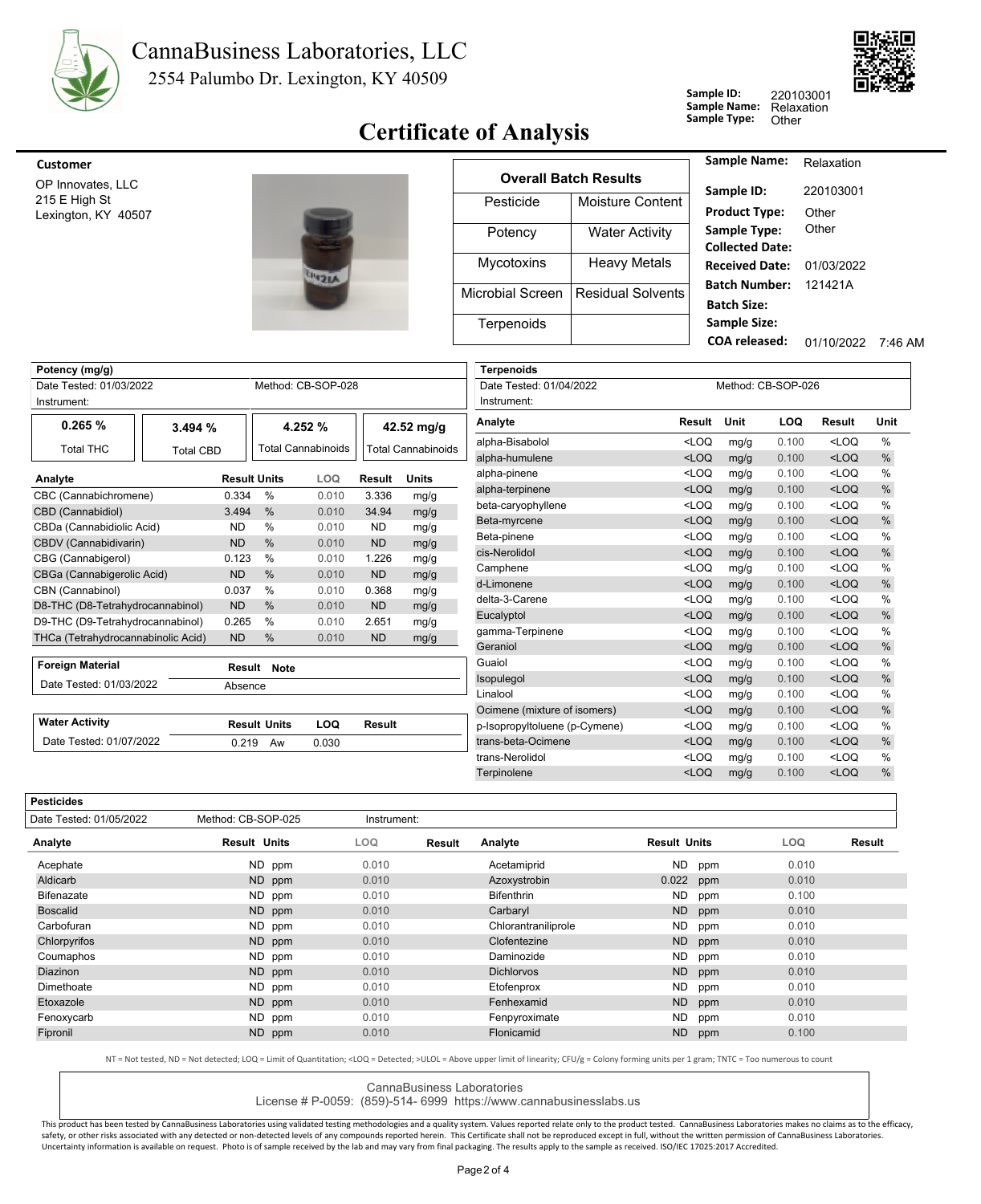# CannaBusiness Laboratories, LLC

2554 Palumbo Dr. Lexington, KY 40509

**Sample ID:** 220103001
**Sample Name:** Relaxation
**Sample Type:** Other

## Certificate of Analysis

**Customer**

OP Innovates, LLC
215 E High St
Lexington, KY 40507

| Overall Batch Results | |
|---|---|
| Pesticide | Moisture Content |
| Potency | Water Activity |
| Mycotoxins | Heavy Metals |
| Microbial Screen | Residual Solvents |
| Terpenoids | |

**Sample Name:** Relaxation
**Sample ID:** 220103001
**Product Type:** Other
**Sample Type:** Other
**Collected Date:**
**Received Date:** 01/03/2022
**Batch Number:** 121421A
**Batch Size:**
**Sample Size:**
**COA released:** 01/10/2022 7:46 AM

### Potency (mg/g)

Date Tested: 01/03/2022 | Method: CB-SOP-028
Instrument:

| 0.265 % | 3.494 % | 4.252 % | 42.52 mg/g |
|---|---|---|---|
| Total THC | Total CBD | Total Cannabinoids | Total Cannabinoids |

| Analyte | Result | Units | LOQ | Result | Units |
|---|---|---|---|---|---|
| CBC (Cannabichromene) | 0.334 | % | 0.010 | 3.336 | mg/g |
| CBD (Cannabidiol) | 3.494 | % | 0.010 | 34.94 | mg/g |
| CBDa (Cannabidiolic Acid) | ND | % | 0.010 | ND | mg/g |
| CBDV (Cannabidivarin) | ND | % | 0.010 | ND | mg/g |
| CBG (Cannabigerol) | 0.123 | % | 0.010 | 1.226 | mg/g |
| CBGa (Cannabigerolic Acid) | ND | % | 0.010 | ND | mg/g |
| CBN (Cannabinol) | 0.037 | % | 0.010 | 0.368 | mg/g |
| D8-THC (D8-Tetrahydrocannabinol) | ND | % | 0.010 | ND | mg/g |
| D9-THC (D9-Tetrahydrocannabinol) | 0.265 | % | 0.010 | 2.651 | mg/g |
| THCa (Tetrahydrocannabinolic Acid) | ND | % | 0.010 | ND | mg/g |

### Foreign Material

| Date Tested: 01/03/2022 | Result | Note |
|---|---|---|
| | Absence | |

### Water Activity

| Date Tested: 01/07/2022 | Result | Units | LOQ | Result |
|---|---|---|---|---|
| | 0.219 | Aw | 0.030 | |

### Terpenoids

Date Tested: 01/04/2022 | Method: CB-SOP-026
Instrument:

| Analyte | Result | Unit | LOQ | Result | Unit |
|---|---|---|---|---|---|
| alpha-Bisabolol | <LOQ | mg/g | 0.100 | <LOQ | % |
| alpha-humulene | <LOQ | mg/g | 0.100 | <LOQ | % |
| alpha-pinene | <LOQ | mg/g | 0.100 | <LOQ | % |
| alpha-terpinene | <LOQ | mg/g | 0.100 | <LOQ | % |
| beta-caryophyllene | <LOQ | mg/g | 0.100 | <LOQ | % |
| Beta-myrcene | <LOQ | mg/g | 0.100 | <LOQ | % |
| Beta-pinene | <LOQ | mg/g | 0.100 | <LOQ | % |
| cis-Nerolidol | <LOQ | mg/g | 0.100 | <LOQ | % |
| Camphene | <LOQ | mg/g | 0.100 | <LOQ | % |
| d-Limonene | <LOQ | mg/g | 0.100 | <LOQ | % |
| delta-3-Carene | <LOQ | mg/g | 0.100 | <LOQ | % |
| Eucalyptol | <LOQ | mg/g | 0.100 | <LOQ | % |
| gamma-Terpinene | <LOQ | mg/g | 0.100 | <LOQ | % |
| Geraniol | <LOQ | mg/g | 0.100 | <LOQ | % |
| Guaiol | <LOQ | mg/g | 0.100 | <LOQ | % |
| Isopulegol | <LOQ | mg/g | 0.100 | <LOQ | % |
| Linalool | <LOQ | mg/g | 0.100 | <LOQ | % |
| Ocimene (mixture of isomers) | <LOQ | mg/g | 0.100 | <LOQ | % |
| p-Isopropyltoluene (p-Cymene) | <LOQ | mg/g | 0.100 | <LOQ | % |
| trans-beta-Ocimene | <LOQ | mg/g | 0.100 | <LOQ | % |
| trans-Nerolidol | <LOQ | mg/g | 0.100 | <LOQ | % |
| Terpinolene | <LOQ | mg/g | 0.100 | <LOQ | % |

### Pesticides

Date Tested: 01/05/2022 | Method: CB-SOP-025 | Instrument:

| Analyte | Result | Units | LOQ | Result | Analyte | Result | Units | LOQ | Result |
|---|---|---|---|---|---|---|---|---|---|
| Acephate | ND | ppm | 0.010 | | Acetamiprid | ND | ppm | 0.010 | |
| Aldicarb | ND | ppm | 0.010 | | Azoxystrobin | 0.022 | ppm | 0.010 | |
| Bifenazate | ND | ppm | 0.010 | | Bifenthrin | ND | ppm | 0.100 | |
| Boscalid | ND | ppm | 0.010 | | Carbaryl | ND | ppm | 0.010 | |
| Carbofuran | ND | ppm | 0.010 | | Chlorantraniliprole | ND | ppm | 0.010 | |
| Chlorpyrifos | ND | ppm | 0.010 | | Clofentezine | ND | ppm | 0.010 | |
| Coumaphos | ND | ppm | 0.010 | | Daminozide | ND | ppm | 0.010 | |
| Diazinon | ND | ppm | 0.010 | | Dichlorvos | ND | ppm | 0.010 | |
| Dimethoate | ND | ppm | 0.010 | | Etofenprox | ND | ppm | 0.010 | |
| Etoxazole | ND | ppm | 0.010 | | Fenhexamid | ND | ppm | 0.010 | |
| Fenoxycarb | ND | ppm | 0.010 | | Fenpyroximate | ND | ppm | 0.010 | |
| Fipronil | ND | ppm | 0.010 | | Flonicamid | ND | ppm | 0.100 | |

NT = Not tested, ND = Not detected; LOQ = Limit of Quantitation; <LOQ = Detected; >ULOL = Above upper limit of linearity; CFU/g = Colony forming units per 1 gram; TNTC = Too numerous to count

CannaBusiness Laboratories
License # P-0059: (859)-514- 6999 https://www.cannabusinesslabs.us

This product has been tested by CannaBusiness Laboratories using validated testing methodologies and a quality system. Values reported relate only to the product tested. CannaBusiness Laboratories makes no claims as to the efficacy, safety, or other risks associated with any detected or non-detected levels of any compounds reported herein. This Certificate shall not be reproduced except in full, without the written permission of CannaBusiness Laboratories. Uncertainty information is available on request. Photo is of sample received by the lab and may vary from final packaging. The results apply to the sample as received. ISO/IEC 17025:2017 Accredited.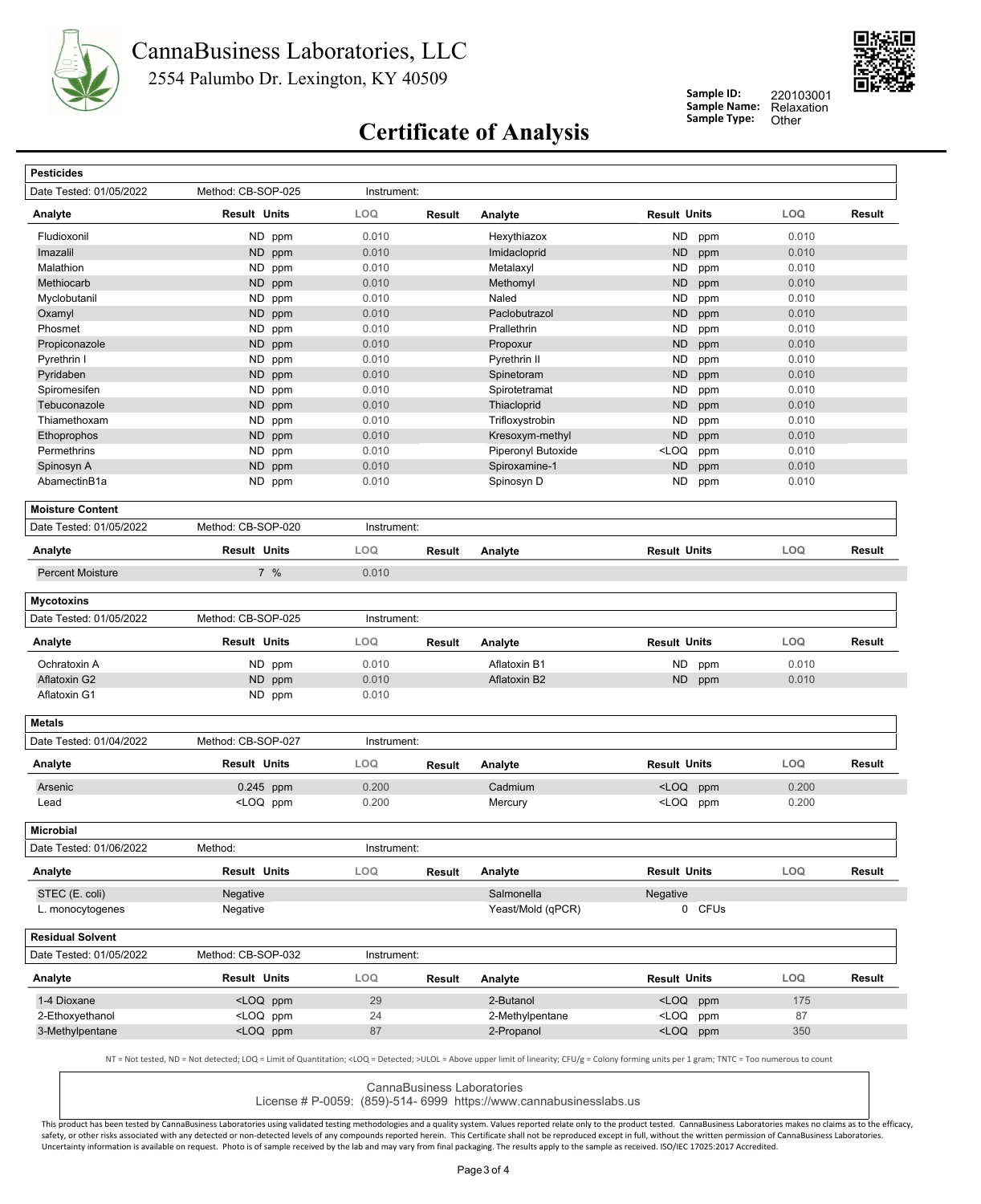CannaBusiness Laboratories, LLC
2554 Palumbo Dr. Lexington, KY 40509

**Sample ID:** 220103001
**Sample Name:** Relaxation
**Sample Type:** Other

# Certificate of Analysis

## Pesticides

Date Tested: 01/05/2022 | Method: CB-SOP-025 | Instrument:

| Analyte | Result | Units | LOQ | Result | Analyte | Result | Units | LOQ | Result |
|---|---|---|---|---|---|---|---|---|---|
| Fludioxonil | ND | ppm | 0.010 | | Hexythiazox | ND | ppm | 0.010 | |
| Imazalil | ND | ppm | 0.010 | | Imidacloprid | ND | ppm | 0.010 | |
| Malathion | ND | ppm | 0.010 | | Metalaxyl | ND | ppm | 0.010 | |
| Methiocarb | ND | ppm | 0.010 | | Methomyl | ND | ppm | 0.010 | |
| Myclobutanil | ND | ppm | 0.010 | | Naled | ND | ppm | 0.010 | |
| Oxamyl | ND | ppm | 0.010 | | Paclobutrazol | ND | ppm | 0.010 | |
| Phosmet | ND | ppm | 0.010 | | Prallethrin | ND | ppm | 0.010 | |
| Propiconazole | ND | ppm | 0.010 | | Propoxur | ND | ppm | 0.010 | |
| Pyrethrin I | ND | ppm | 0.010 | | Pyrethrin II | ND | ppm | 0.010 | |
| Pyridaben | ND | ppm | 0.010 | | Spinetoram | ND | ppm | 0.010 | |
| Spiromesifen | ND | ppm | 0.010 | | Spirotetramat | ND | ppm | 0.010 | |
| Tebuconazole | ND | ppm | 0.010 | | Thiacloprid | ND | ppm | 0.010 | |
| Thiamethoxam | ND | ppm | 0.010 | | Trifloxystrobin | ND | ppm | 0.010 | |
| Ethoprophos | ND | ppm | 0.010 | | Kresoxym-methyl | ND | ppm | 0.010 | |
| Permethrins | ND | ppm | 0.010 | | Piperonyl Butoxide | <LOQ | ppm | 0.010 | |
| Spinosyn A | ND | ppm | 0.010 | | Spiroxamine-1 | ND | ppm | 0.010 | |
| AbamectinB1a | ND | ppm | 0.010 | | Spinosyn D | ND | ppm | 0.010 | |

## Moisture Content

Date Tested: 01/05/2022 | Method: CB-SOP-020 | Instrument:

| Analyte | Result | Units | LOQ | Result | Analyte | Result | Units | LOQ | Result |
|---|---|---|---|---|---|---|---|---|---|
| Percent Moisture | 7 | % | 0.010 | | | | | | |

## Mycotoxins

Date Tested: 01/05/2022 | Method: CB-SOP-025 | Instrument:

| Analyte | Result | Units | LOQ | Result | Analyte | Result | Units | LOQ | Result |
|---|---|---|---|---|---|---|---|---|---|
| Ochratoxin A | ND | ppm | 0.010 | | Aflatoxin B1 | ND | ppm | 0.010 | |
| Aflatoxin G2 | ND | ppm | 0.010 | | Aflatoxin B2 | ND | ppm | 0.010 | |
| Aflatoxin G1 | ND | ppm | 0.010 | | | | | | |

## Metals

Date Tested: 01/04/2022 | Method: CB-SOP-027 | Instrument:

| Analyte | Result | Units | LOQ | Result | Analyte | Result | Units | LOQ | Result |
|---|---|---|---|---|---|---|---|---|---|
| Arsenic | 0.245 | ppm | 0.200 | | Cadmium | <LOQ | ppm | 0.200 | |
| Lead | <LOQ | ppm | 0.200 | | Mercury | <LOQ | ppm | 0.200 | |

## Microbial

Date Tested: 01/06/2022 | Method: | Instrument:

| Analyte | Result | Units | LOQ | Result | Analyte | Result | Units | LOQ | Result |
|---|---|---|---|---|---|---|---|---|---|
| STEC (E. coli) | Negative | | | | Salmonella | Negative | | | |
| L. monocytogenes | Negative | | | | Yeast/Mold (qPCR) | 0 | CFUs | | |

## Residual Solvent

Date Tested: 01/05/2022 | Method: CB-SOP-032 | Instrument:

| Analyte | Result | Units | LOQ | Result | Analyte | Result | Units | LOQ | Result |
|---|---|---|---|---|---|---|---|---|---|
| 1-4 Dioxane | <LOQ | ppm | 29 | | 2-Butanol | <LOQ | ppm | 175 | |
| 2-Ethoxyethanol | <LOQ | ppm | 24 | | 2-Methylpentane | <LOQ | ppm | 87 | |
| 3-Methylpentane | <LOQ | ppm | 87 | | 2-Propanol | <LOQ | ppm | 350 | |

NT = Not tested, ND = Not detected; LOQ = Limit of Quantitation; <LOQ = Detected; >ULOL = Above upper limit of linearity; CFU/g = Colony forming units per 1 gram; TNTC = Too numerous to count

CannaBusiness Laboratories
License # P-0059: (859)-514- 6999 https://www.cannabusinesslabs.us

This product has been tested by CannaBusiness Laboratories using validated testing methodologies and a quality system. Values reported relate only to the product tested. CannaBusiness Laboratories makes no claims as to the efficacy, safety, or other risks associated with any detected or non-detected levels of any compounds reported herein. This Certificate shall not be reproduced except in full, without the written permission of CannaBusiness Laboratories. Uncertainty information is available on request. Photo is of sample received by the lab and may vary from final packaging. The results apply to the sample as received. ISO/IEC 17025:2017 Accredited.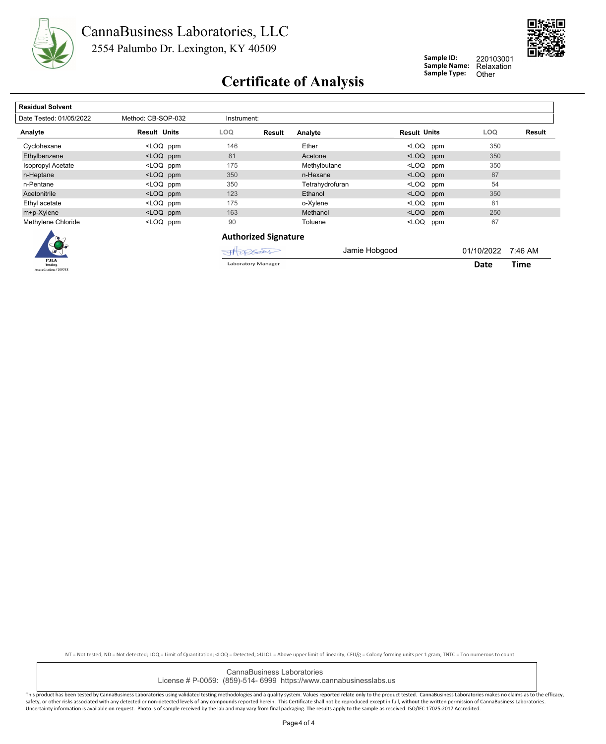# CannaBusiness Laboratories, LLC

2554 Palumbo Dr. Lexington, KY 40509

**Sample ID:** 220103001
**Sample Name:** Relaxation
**Sample Type:** Other

## Certificate of Analysis

**Residual Solvent**

Date Tested: 01/05/2022 | Method: CB-SOP-032 | Instrument:

| Analyte | Result | Units | LOQ | Result | Analyte | Result | Units | LOQ | Result |
|---|---|---|---|---|---|---|---|---|---|
| Cyclohexane | <LOQ | ppm | 146 | | Ether | <LOQ | ppm | 350 | |
| Ethylbenzene | <LOQ | ppm | 81 | | Acetone | <LOQ | ppm | 350 | |
| Isopropyl Acetate | <LOQ | ppm | 175 | | Methylbutane | <LOQ | ppm | 350 | |
| n-Heptane | <LOQ | ppm | 350 | | n-Hexane | <LOQ | ppm | 87 | |
| n-Pentane | <LOQ | ppm | 350 | | Tetrahydrofuran | <LOQ | ppm | 54 | |
| Acetonitrile | <LOQ | ppm | 123 | | Ethanol | <LOQ | ppm | 350 | |
| Ethyl acetate | <LOQ | ppm | 175 | | o-Xylene | <LOQ | ppm | 81 | |
| m+p-Xylene | <LOQ | ppm | 163 | | Methanol | <LOQ | ppm | 250 | |
| Methylene Chloride | <LOQ | ppm | 90 | | Toluene | <LOQ | ppm | 67 | |

PJLA Testing
Accreditation #109588

**Authorized Signature**

| Signature | Name | Date | Time |
|---|---|---|---|
| Laboratory Manager | Jamie Hobgood | 01/10/2022 | 7:46 AM |

NT = Not tested, ND = Not detected; LOQ = Limit of Quantitation; <LOQ = Detected; >ULOL = Above upper limit of linearity; CFU/g = Colony forming units per 1 gram; TNTC = Too numerous to count

CannaBusiness Laboratories
License # P-0059: (859)-514- 6999 https://www.cannabusinesslabs.us

This product has been tested by CannaBusiness Laboratories using validated testing methodologies and a quality system. Values reported relate only to the product tested. CannaBusiness Laboratories makes no claims as to the efficacy, safety, or other risks associated with any detected or non-detected levels of any compounds reported herein. This Certificate shall not be reproduced except in full, without the written permission of CannaBusiness Laboratories. Uncertainty information is available on request. Photo is of sample received by the lab and may vary from final packaging. The results apply to the sample as received. ISO/IEC 17025:2017 Accredited.